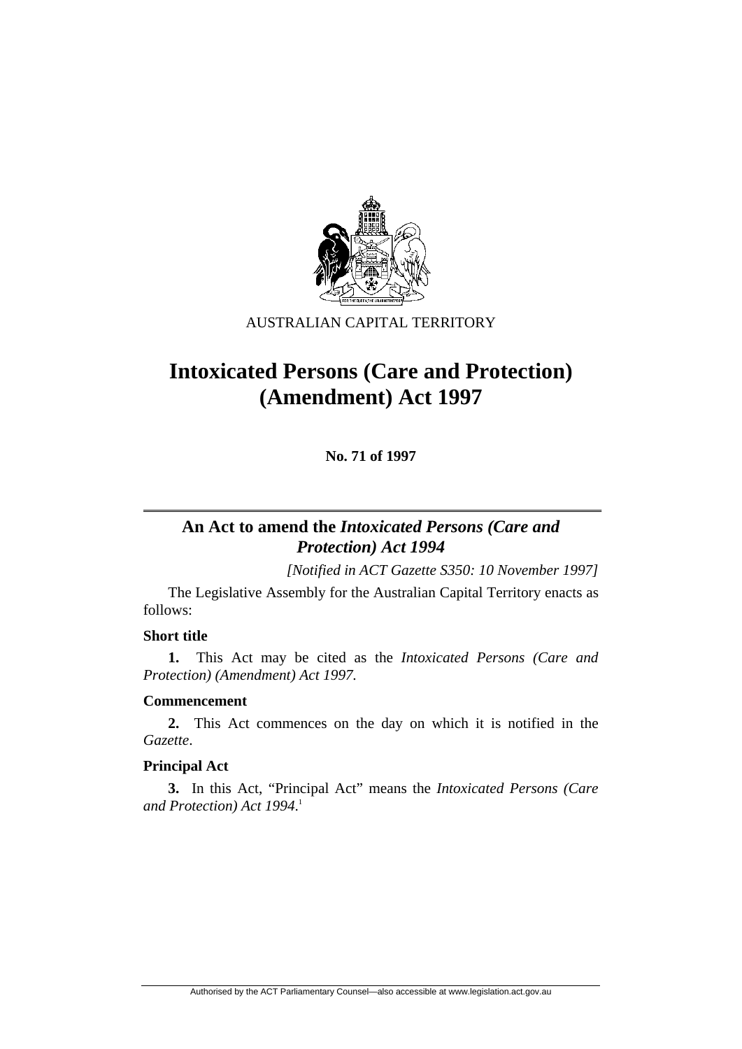AUSTRALIAN CAPITAL TERRITORY

# Intoxicated Persons (Care and Protection) (Amendment) Act 1997

**No. 71 of 1997**

## An Act to amend the *Intoxicated Persons (Care and Protection) Act 1994*

*[Notified in ACT Gazette S350: 10 November 1997]*

The Legislative Assembly for the Australian Capital Territory enacts as follows:

### Short title

**1.** This Act may be cited as the *Intoxicated Persons (Care and Protection) (Amendment) Act 1997*.

### Commencement

**2.** This Act commences on the day on which it is notified in the *Gazette*.

### Principal Act

**3.** In this Act, "Principal Act" means the *Intoxicated Persons (Care and Protection) Act 1994*.[1]

Authorised by the ACT Parliamentary Counsel—also accessible at www.legislation.act.gov.au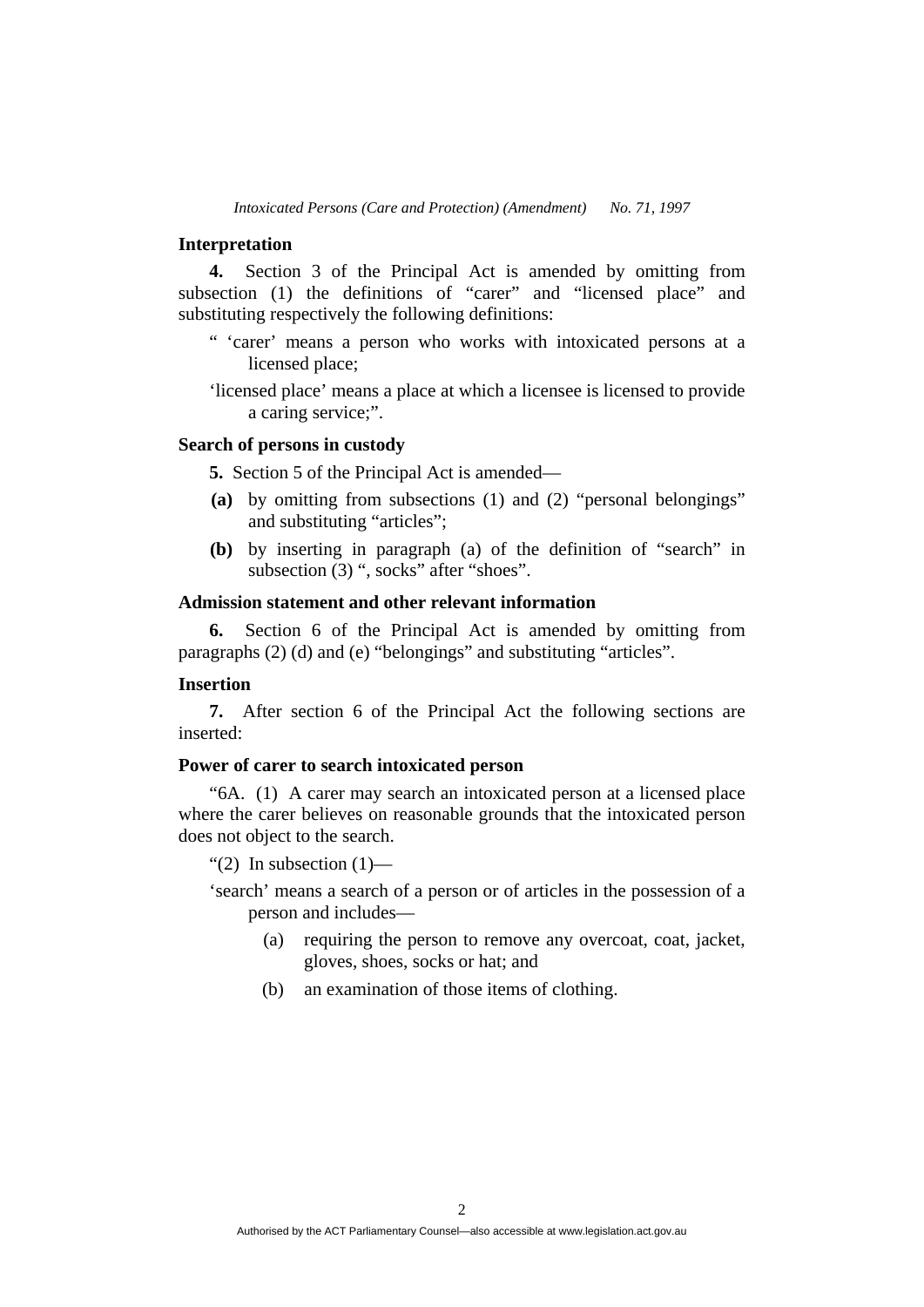**Interpretation**

**4.** Section 3 of the Principal Act is amended by omitting from subsection (1) the definitions of "carer" and "licensed place" and substituting respectively the following definitions:

" 'carer' means a person who works with intoxicated persons at a licensed place;

'licensed place' means a place at which a licensee is licensed to provide a caring service;".

**Search of persons in custody**

**5.** Section 5 of the Principal Act is amended—

**(a)** by omitting from subsections (1) and (2) "personal belongings" and substituting "articles";

**(b)** by inserting in paragraph (a) of the definition of "search" in subsection (3) ", socks" after "shoes".

**Admission statement and other relevant information**

**6.** Section 6 of the Principal Act is amended by omitting from paragraphs (2) (d) and (e) "belongings" and substituting "articles".

**Insertion**

**7.** After section 6 of the Principal Act the following sections are inserted:

**Power of carer to search intoxicated person**

"6A. (1) A carer may search an intoxicated person at a licensed place where the carer believes on reasonable grounds that the intoxicated person does not object to the search.

"(2) In subsection (1)—

'search' means a search of a person or of articles in the possession of a person and includes—

(a) requiring the person to remove any overcoat, coat, jacket, gloves, shoes, socks or hat; and

(b) an examination of those items of clothing.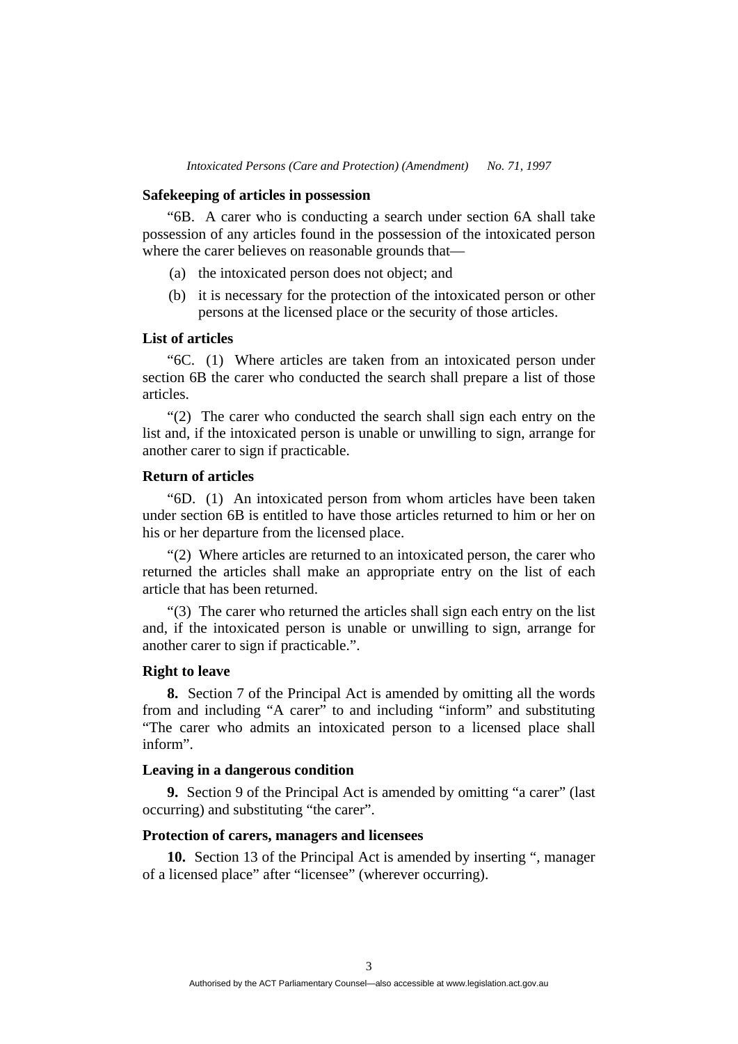**Safekeeping of articles in possession**

"6B. A carer who is conducting a search under section 6A shall take possession of any articles found in the possession of the intoxicated person where the carer believes on reasonable grounds that—

(a) the intoxicated person does not object; and

(b) it is necessary for the protection of the intoxicated person or other persons at the licensed place or the security of those articles.

**List of articles**

"6C. (1) Where articles are taken from an intoxicated person under section 6B the carer who conducted the search shall prepare a list of those articles.

"(2) The carer who conducted the search shall sign each entry on the list and, if the intoxicated person is unable or unwilling to sign, arrange for another carer to sign if practicable.

**Return of articles**

"6D. (1) An intoxicated person from whom articles have been taken under section 6B is entitled to have those articles returned to him or her on his or her departure from the licensed place.

"(2) Where articles are returned to an intoxicated person, the carer who returned the articles shall make an appropriate entry on the list of each article that has been returned.

"(3) The carer who returned the articles shall sign each entry on the list and, if the intoxicated person is unable or unwilling to sign, arrange for another carer to sign if practicable.".

**Right to leave**

**8.** Section 7 of the Principal Act is amended by omitting all the words from and including "A carer" to and including "inform" and substituting "The carer who admits an intoxicated person to a licensed place shall inform".

**Leaving in a dangerous condition**

**9.** Section 9 of the Principal Act is amended by omitting "a carer" (last occurring) and substituting "the carer".

**Protection of carers, managers and licensees**

**10.** Section 13 of the Principal Act is amended by inserting ", manager of a licensed place" after "licensee" (wherever occurring).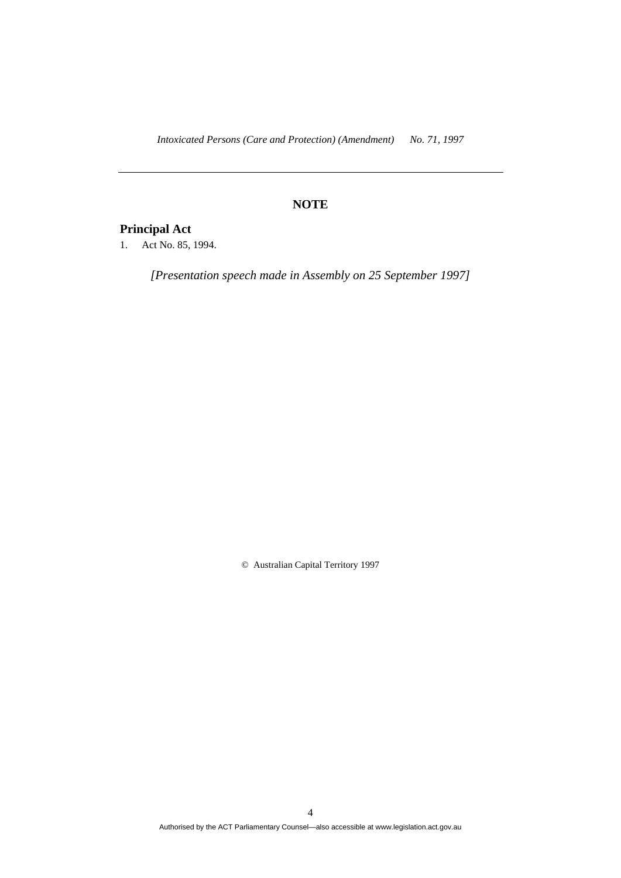## NOTE

### Principal Act

1. Act No. 85, 1994.

*[Presentation speech made in Assembly on 25 September 1997]*

© Australian Capital Territory 1997